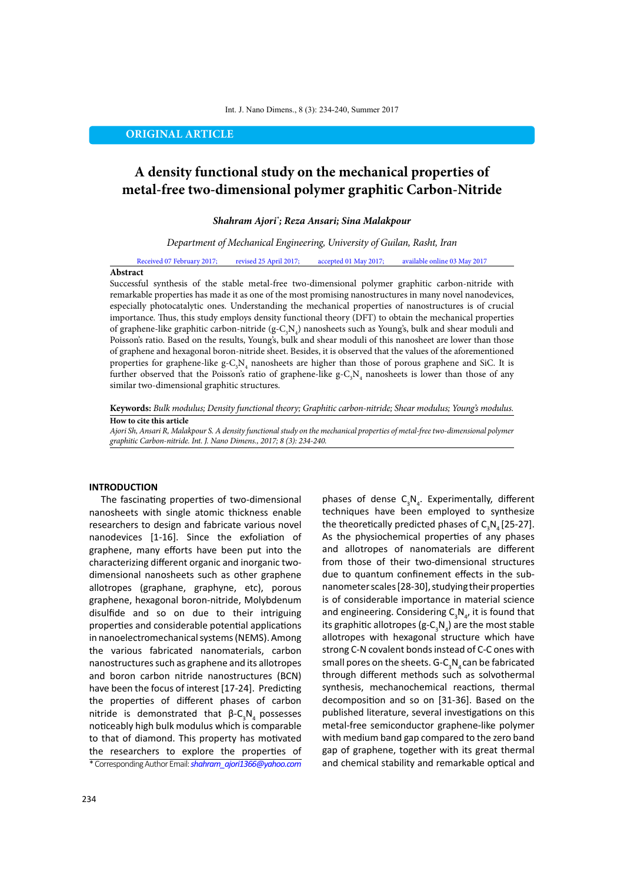**ORIGINAL ARTICLE**

# A density functional study on the mechanical properties of metal-free two-dimensional polymer graphitic Carbon-Nitride

***Shahram Ajori*; Reza Ansari; Sina Malakpour***

*Department of Mechanical Engineering, University of Guilan, Rasht, Iran*

Received 07 February 2017; revised 25 April 2017; accepted 01 May 2017; available online 03 May 2017

**Abstract**

Successful synthesis of the stable metal-free two-dimensional polymer graphitic carbon-nitride with remarkable properties has made it as one of the most promising nanostructures in many novel nanodevices, especially photocatalytic ones. Understanding the mechanical properties of nanostructures is of crucial importance. Thus, this study employs density functional theory (DFT) to obtain the mechanical properties of graphene-like graphitic carbon-nitride (g-$C_3N_4$) nanosheets such as Young's, bulk and shear moduli and Poisson's ratio. Based on the results, Young's, bulk and shear moduli of this nanosheet are lower than those of graphene and hexagonal boron-nitride sheet. Besides, it is observed that the values of the aforementioned properties for graphene-like g-$C_3N_4$ nanosheets are higher than those of porous graphene and SiC. It is further observed that the Poisson's ratio of graphene-like g-$C_3N_4$ nanosheets is lower than those of any similar two-dimensional graphitic structures.

**Keywords:** *Bulk modulus; Density functional theory; Graphitic carbon-nitride; Shear modulus; Young's modulus.*

**How to cite this article**

*Ajori Sh, Ansari R, Malakpour S. A density functional study on the mechanical properties of metal-free two-dimensional polymer graphitic Carbon-nitride. Int. J. Nano Dimens., 2017; 8 (3): 234-240.*

## INTRODUCTION

The fascinating properties of two-dimensional nanosheets with single atomic thickness enable researchers to design and fabricate various novel nanodevices [1-16]. Since the exfoliation of graphene, many efforts have been put into the characterizing different organic and inorganic two-dimensional nanosheets such as other graphene allotropes (graphane, graphyne, etc), porous graphene, hexagonal boron-nitride, Molybdenum disulfide and so on due to their intriguing properties and considerable potential applications in nanoelectromechanical systems (NEMS). Among the various fabricated nanomaterials, carbon nanostructures such as graphene and its allotropes and boron carbon nitride nanostructures (BCN) have been the focus of interest [17-24]. Predicting the properties of different phases of carbon nitride is demonstrated that β-$C_3N_4$ possesses noticeably high bulk modulus which is comparable to that of diamond. This property has motivated the researchers to explore the properties of phases of dense $C_3N_4$. Experimentally, different techniques have been employed to synthesize the theoretically predicted phases of $C_3N_4$ [25-27]. As the physiochemical properties of any phases and allotropes of nanomaterials are different from those of their two-dimensional structures due to quantum confinement effects in the sub-nanometer scales [28-30], studying their properties is of considerable importance in material science and engineering. Considering $C_3N_4$, it is found that its graphitic allotropes (g-$C_3N_4$) are the most stable allotropes with hexagonal structure which have strong C-N covalent bonds instead of C-C ones with small pores on the sheets. G-$C_3N_4$ can be fabricated through different methods such as solvothermal synthesis, mechanochemical reactions, thermal decomposition and so on [31-36]. Based on the published literature, several investigations on this metal-free semiconductor graphene-like polymer with medium band gap compared to the zero band gap of graphene, together with its great thermal and chemical stability and remarkable optical and

\* Corresponding Author Email: *shahram_ajori1366@yahoo.com*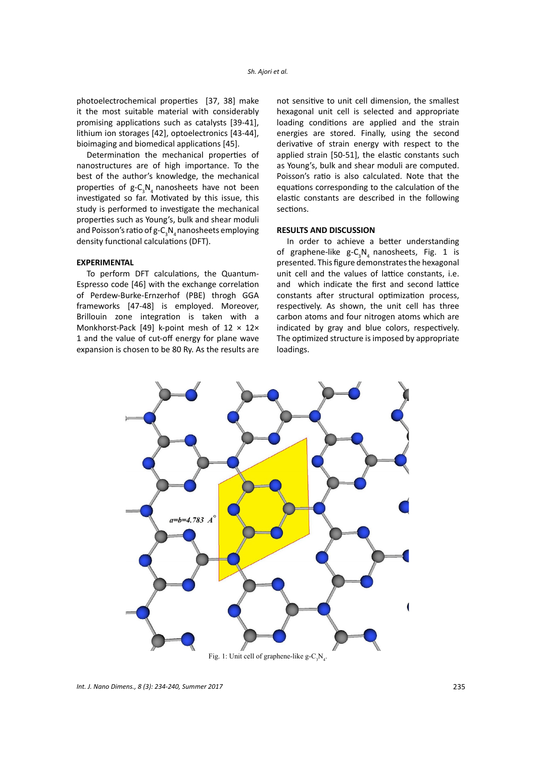photoelectrochemical properties [37, 38] make it the most suitable material with considerably promising applications such as catalysts [39-41], lithium ion storages [42], optoelectronics [43-44], bioimaging and biomedical applications [45].

Determination the mechanical properties of nanostructures are of high importance. To the best of the author's knowledge, the mechanical properties of g-$C_3N_4$ nanosheets have not been investigated so far. Motivated by this issue, this study is performed to investigate the mechanical properties such as Young's, bulk and shear moduli and Poisson's ratio of g-$C_3N_4$ nanosheets employing density functional calculations (DFT).

## EXPERIMENTAL

To perform DFT calculations, the Quantum-Espresso code [46] with the exchange correlation of Perdew-Burke-Ernzerhof (PBE) throgh GGA frameworks [47-48] is employed. Moreover, Brillouin zone integration is taken with a Monkhorst-Pack [49] k-point mesh of 12 × 12× 1 and the value of cut-off energy for plane wave expansion is chosen to be 80 Ry. As the results are not sensitive to unit cell dimension, the smallest hexagonal unit cell is selected and appropriate loading conditions are applied and the strain energies are stored. Finally, using the second derivative of strain energy with respect to the applied strain [50-51], the elastic constants such as Young's, bulk and shear moduli are computed. Poisson's ratio is also calculated. Note that the equations corresponding to the calculation of the elastic constants are described in the following sections.

## RESULTS AND DISCUSSION

In order to achieve a better understanding of graphene-like g-$C_3N_4$ nanosheets, Fig. 1 is presented. This figure demonstrates the hexagonal unit cell and the values of lattice constants, i.e. and which indicate the first and second lattice constants after structural optimization process, respectively. As shown, the unit cell has three carbon atoms and four nitrogen atoms which are indicated by gray and blue colors, respectively. The optimized structure is imposed by appropriate loadings.

$a=b=4.783$ Å

Fig. 1: Unit cell of graphene-like g-$C_3N_4$.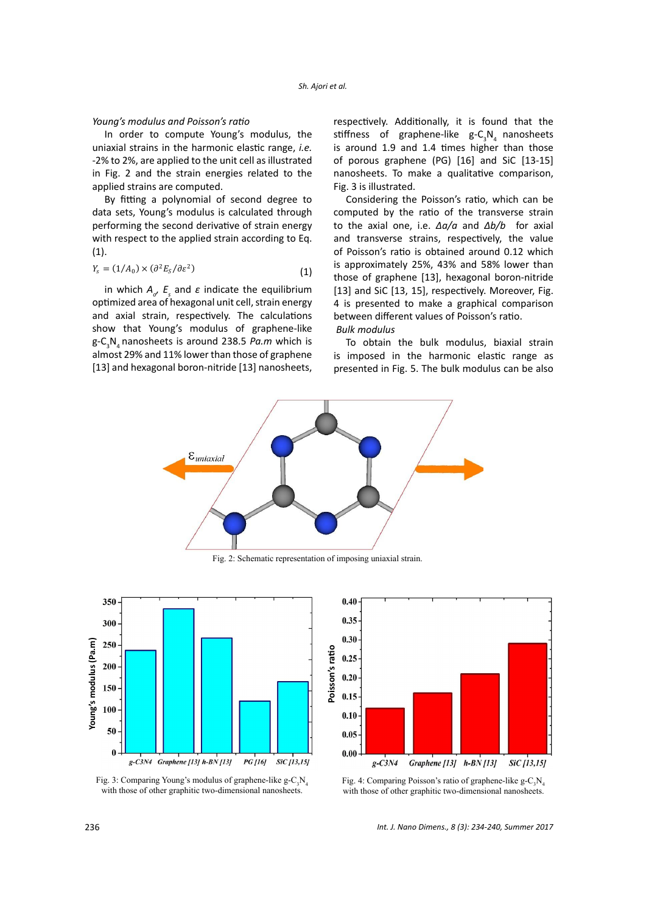### *Young's modulus and Poisson's ratio*

In order to compute Young's modulus, the uniaxial strains in the harmonic elastic range, *i.e.* -2% to 2%, are applied to the unit cell as illustrated in Fig. 2 and the strain energies related to the applied strains are computed.

By fitting a polynomial of second degree to data sets, Young's modulus is calculated through performing the second derivative of strain energy with respect to the applied strain according to Eq. (1).

$$Y_s = (1/A_0) \times (\partial^2 E_S / \partial \varepsilon^2) \quad (1)$$

in which $A_0$, $E_s$ and $\varepsilon$ indicate the equilibrium optimized area of hexagonal unit cell, strain energy and axial strain, respectively. The calculations show that Young's modulus of graphene-like $g\text{-}C_3N_4$ nanosheets is around 238.5 *Pa.m* which is almost 29% and 11% lower than those of graphene [13] and hexagonal boron-nitride [13] nanosheets, respectively. Additionally, it is found that the stiffness of graphene-like $g\text{-}C_3N_4$ nanosheets is around 1.9 and 1.4 times higher than those of porous graphene (PG) [16] and SiC [13-15] nanosheets. To make a qualitative comparison, Fig. 3 is illustrated.

Considering the Poisson's ratio, which can be computed by the ratio of the transverse strain to the axial one, i.e. $\Delta a/a$ and $\Delta b/b$ for axial and transverse strains, respectively, the value of Poisson's ratio is obtained around 0.12 which is approximately 25%, 43% and 58% lower than those of graphene [13], hexagonal boron-nitride [13] and SiC [13, 15], respectively. Moreover, Fig. 4 is presented to make a graphical comparison between different values of Poisson's ratio.

### *Bulk modulus*

To obtain the bulk modulus, biaxial strain is imposed in the harmonic elastic range as presented in Fig. 5. The bulk modulus can be also

Fig. 2: Schematic representation of imposing uniaxial strain.

Fig. 3: Comparing Young's modulus of graphene-like $g\text{-}C_3N_4$ with those of other graphitic two-dimensional nanosheets.

Fig. 4: Comparing Poisson's ratio of graphene-like $g\text{-}C_3N_4$ with those of other graphitic two-dimensional nanosheets.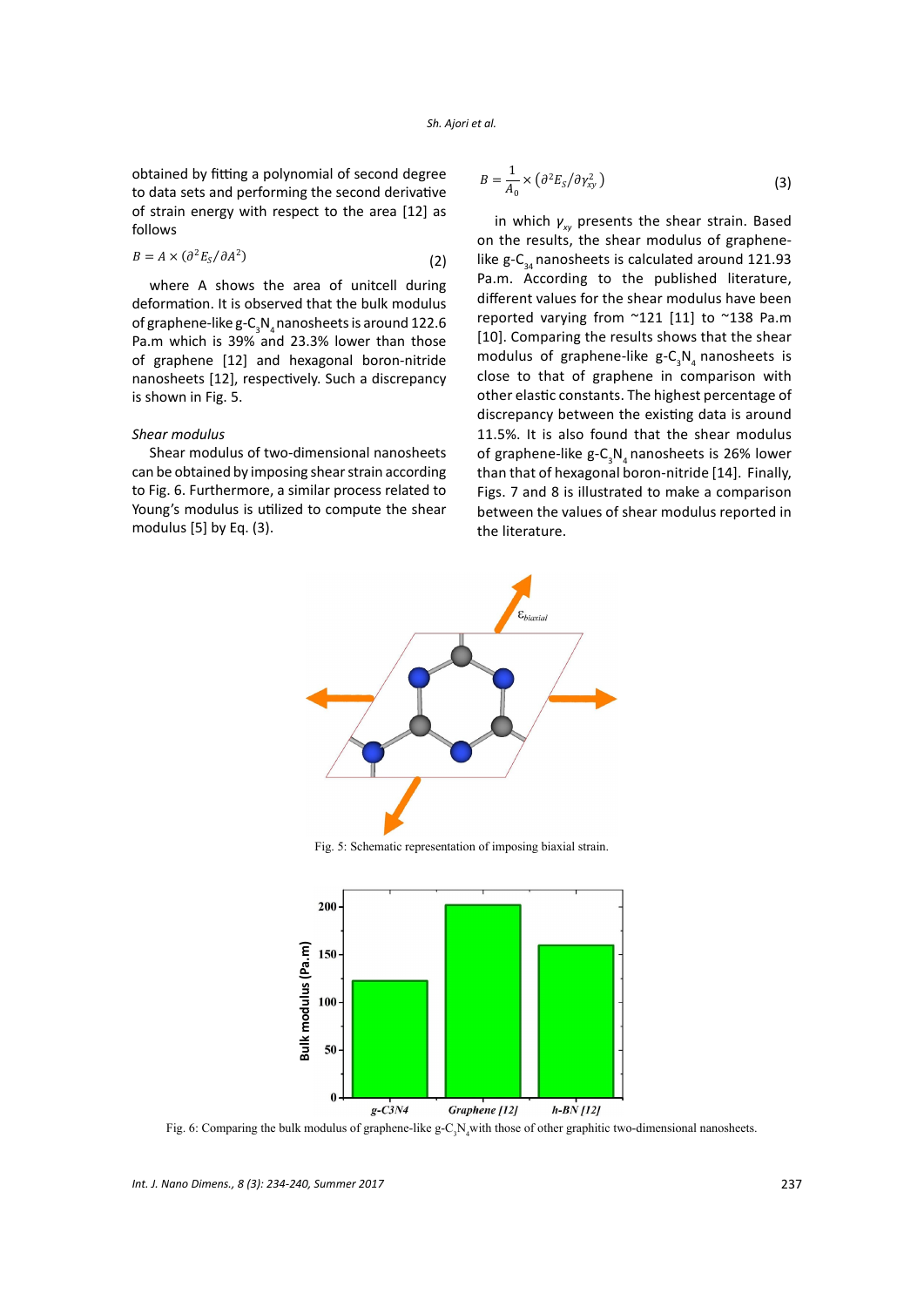obtained by fitting a polynomial of second degree to data sets and performing the second derivative of strain energy with respect to the area [12] as follows

$$B = A \times (\partial^2 E_S / \partial A^2) \tag{2}$$

where A shows the area of unitcell during deformation. It is observed that the bulk modulus of graphene-like g-$C_3N_4$ nanosheets is around 122.6 Pa.m which is 39% and 23.3% lower than those of graphene [12] and hexagonal boron-nitride nanosheets [12], respectively. Such a discrepancy is shown in Fig. 5.

*Shear modulus*

Shear modulus of two-dimensional nanosheets can be obtained by imposing shear strain according to Fig. 6. Furthermore, a similar process related to Young's modulus is utilized to compute the shear modulus [5] by Eq. (3).

$$B = \frac{1}{A_0} \times \left(\partial^2 E_S / \partial \gamma_{xy}^2\right) \tag{3}$$

in which $\gamma_{xy}$ presents the shear strain. Based on the results, the shear modulus of graphene-like g-$C_{34}$ nanosheets is calculated around 121.93 Pa.m. According to the published literature, different values for the shear modulus have been reported varying from ~121 [11] to ~138 Pa.m [10]. Comparing the results shows that the shear modulus of graphene-like g-$C_3N_4$ nanosheets is close to that of graphene in comparison with other elastic constants. The highest percentage of discrepancy between the existing data is around 11.5%. It is also found that the shear modulus of graphene-like g-$C_3N_4$ nanosheets is 26% lower than that of hexagonal boron-nitride [14]. Finally, Figs. 7 and 8 is illustrated to make a comparison between the values of shear modulus reported in the literature.

Fig. 5: Schematic representation of imposing biaxial strain.

Fig. 6: Comparing the bulk modulus of graphene-like g-$C_3N_4$ with those of other graphitic two-dimensional nanosheets.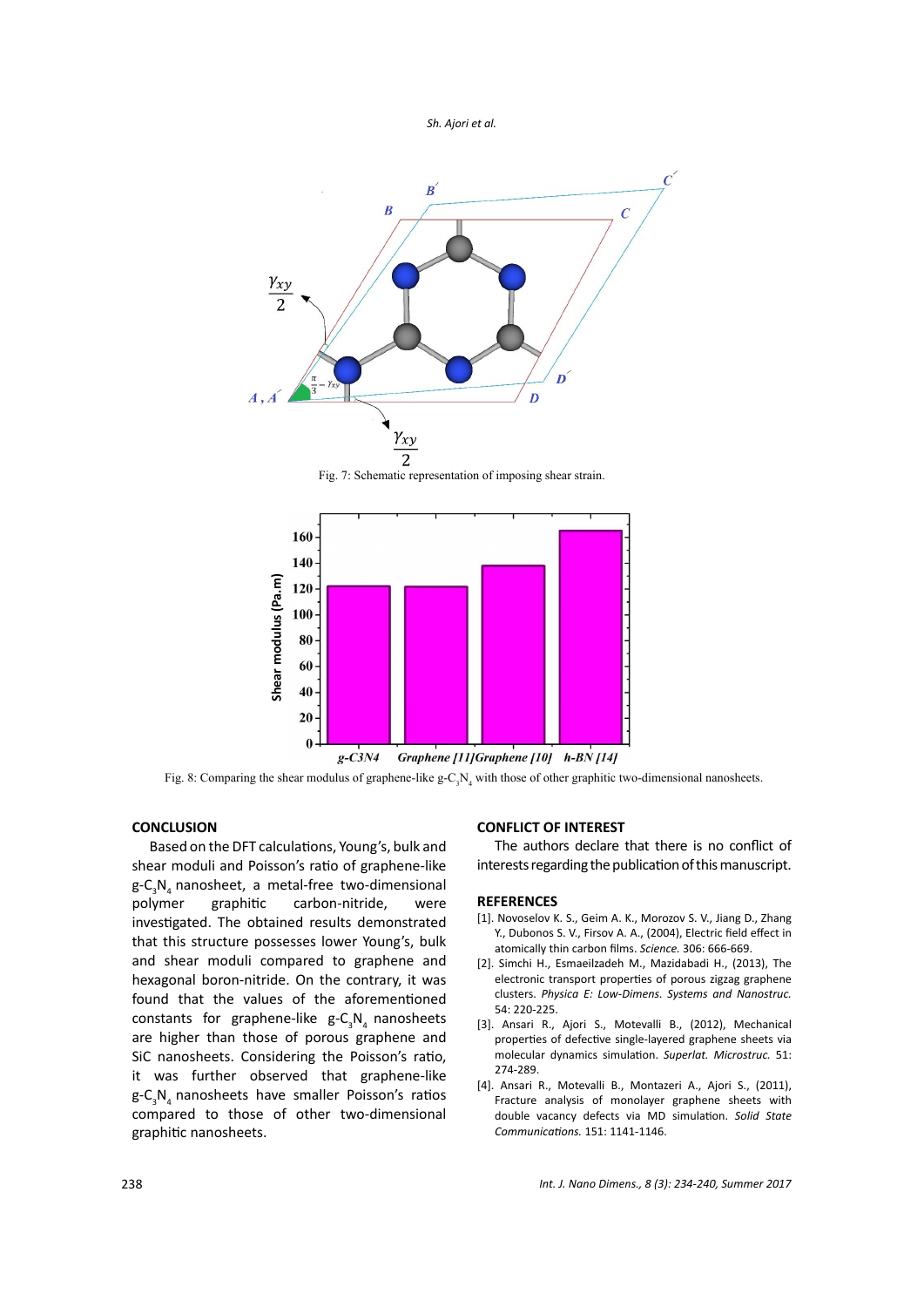Fig. 7: Schematic representation of imposing shear strain.

Fig. 8: Comparing the shear modulus of graphene-like $g\text{-}C_3N_4$ with those of other graphitic two-dimensional nanosheets.

## CONCLUSION

Based on the DFT calculations, Young's, bulk and shear moduli and Poisson's ratio of graphene-like $g\text{-}C_3N_4$ nanosheet, a metal-free two-dimensional polymer graphitic carbon-nitride, were investigated. The obtained results demonstrated that this structure possesses lower Young's, bulk and shear moduli compared to graphene and hexagonal boron-nitride. On the contrary, it was found that the values of the aforementioned constants for graphene-like $g\text{-}C_3N_4$ nanosheets are higher than those of porous graphene and SiC nanosheets. Considering the Poisson's ratio, it was further observed that graphene-like $g\text{-}C_3N_4$ nanosheets have smaller Poisson's ratios compared to those of other two-dimensional graphitic nanosheets.

## CONFLICT OF INTEREST

The authors declare that there is no conflict of interests regarding the publication of this manuscript.

## REFERENCES

[1]. Novoselov K. S., Geim A. K., Morozov S. V., Jiang D., Zhang Y., Dubonos S. V., Firsov A. A., (2004), Electric field effect in atomically thin carbon films. *Science.* 306: 666-669.

[2]. Simchi H., Esmaeilzadeh M., Mazidabadi H., (2013), The electronic transport properties of porous zigzag graphene clusters. *Physica E: Low-Dimens. Systems and Nanostruc.* 54: 220-225.

[3]. Ansari R., Ajori S., Motevalli B., (2012), Mechanical properties of defective single-layered graphene sheets via molecular dynamics simulation. *Superlat. Microstruc.* 51: 274-289.

[4]. Ansari R., Motevalli B., Montazeri A., Ajori S., (2011), Fracture analysis of monolayer graphene sheets with double vacancy defects via MD simulation. *Solid State Communications.* 151: 1141-1146.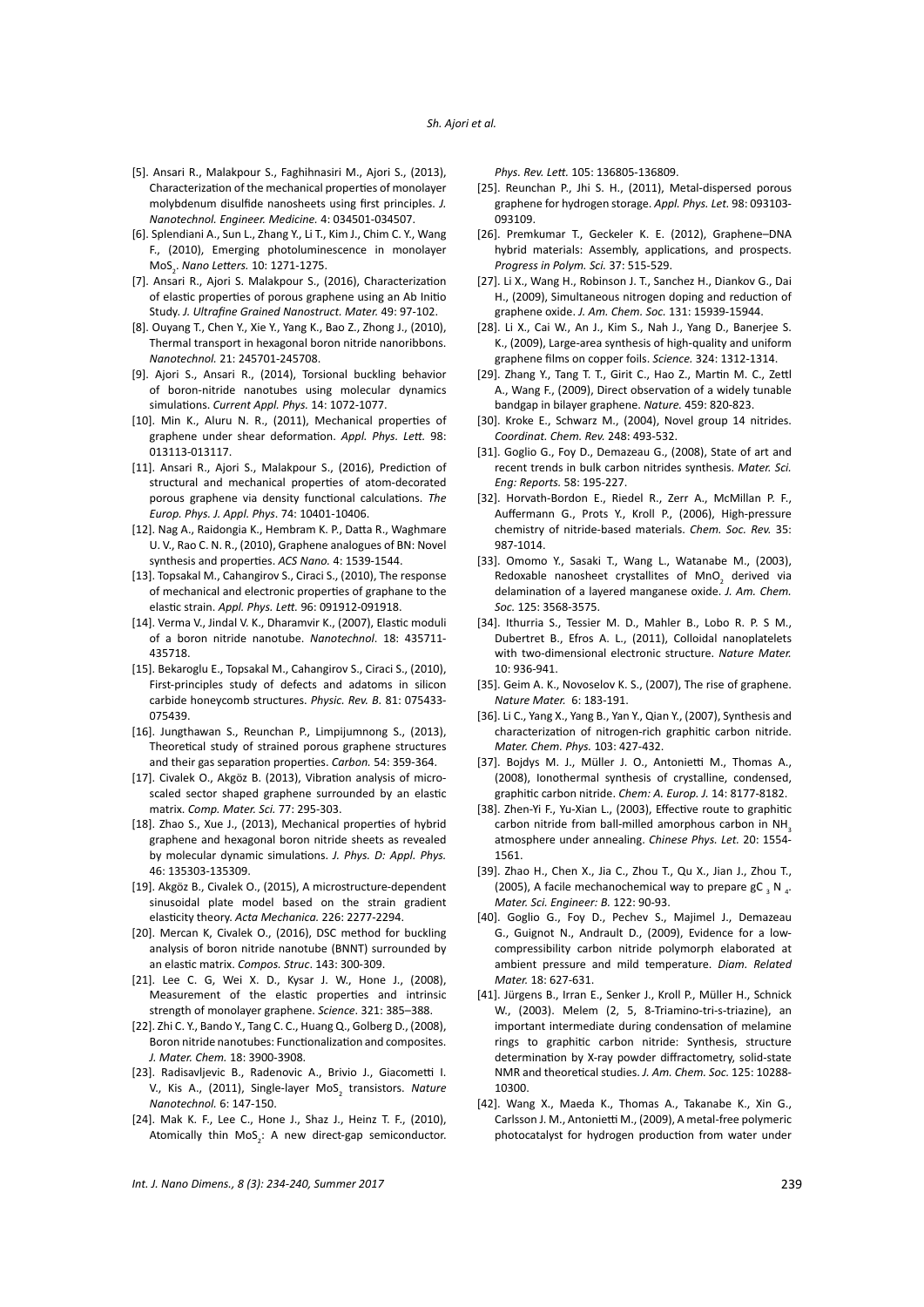[5]. Ansari R., Malakpour S., Faghihnasiri M., Ajori S., (2013), Characterization of the mechanical properties of monolayer molybdenum disulfide nanosheets using first principles. *J. Nanotechnol. Engineer. Medicine.* 4: 034501-034507.

[6]. Splendiani A., Sun L., Zhang Y., Li T., Kim J., Chim C. Y., Wang F., (2010), Emerging photoluminescence in monolayer $MoS_2$. *Nano Letters.* 10: 1271-1275.

[7]. Ansari R., Ajori S. Malakpour S., (2016), Characterization of elastic properties of porous graphene using an Ab Initio Study. *J. Ultrafine Grained Nanostruct. Mater.* 49: 97-102.

[8]. Ouyang T., Chen Y., Xie Y., Yang K., Bao Z., Zhong J., (2010), Thermal transport in hexagonal boron nitride nanoribbons. *Nanotechnol.* 21: 245701-245708.

[9]. Ajori S., Ansari R., (2014), Torsional buckling behavior of boron-nitride nanotubes using molecular dynamics simulations. *Current Appl. Phys.* 14: 1072-1077.

[10]. Min K., Aluru N. R., (2011), Mechanical properties of graphene under shear deformation. *Appl. Phys. Lett.* 98: 013113-013117.

[11]. Ansari R., Ajori S., Malakpour S., (2016), Prediction of structural and mechanical properties of atom-decorated porous graphene via density functional calculations. *The Europ. Phys. J. Appl. Phys*. 74: 10401-10406.

[12]. Nag A., Raidongia K., Hembram K. P., Datta R., Waghmare U. V., Rao C. N. R., (2010), Graphene analogues of BN: Novel synthesis and properties. *ACS Nano.* 4: 1539-1544.

[13]. Topsakal M., Cahangirov S., Ciraci S., (2010), The response of mechanical and electronic properties of graphene to the elastic strain. *Appl. Phys. Lett.* 96: 091912-091918.

[14]. Verma V., Jindal V. K., Dharamvir K., (2007), Elastic moduli of a boron nitride nanotube. *Nanotechnol*. 18: 435711-435718.

[15]. Bekaroglu E., Topsakal M., Cahangirov S., Ciraci S., (2010), First-principles study of defects and adatoms in silicon carbide honeycomb structures. *Physic. Rev. B.* 81: 075433-075439.

[16]. Jungthawan S., Reunchan P., Limpijumnong S., (2013), Theoretical study of strained porous graphene structures and their gas separation properties. *Carbon.* 54: 359-364.

[17]. Civalek O., Akgöz B. (2013), Vibration analysis of micro-scaled sector shaped graphene surrounded by an elastic matrix. *Comp. Mater. Sci.* 77: 295-303.

[18]. Zhao S., Xue J., (2013), Mechanical properties of hybrid graphene and hexagonal boron nitride sheets as revealed by molecular dynamic simulations. *J. Phys. D: Appl. Phys.* 46: 135303-135309.

[19]. Akgöz B., Civalek O., (2015), A microstructure-dependent sinusoidal plate model based on the strain gradient elasticity theory. *Acta Mechanica.* 226: 2277-2294.

[20]. Mercan K, Civalek O., (2016), DSC method for buckling analysis of boron nitride nanotube (BNNT) surrounded by an elastic matrix. *Compos. Struc*. 143: 300-309.

[21]. Lee C. G, Wei X. D., Kysar J. W., Hone J., (2008), Measurement of the elastic properties and intrinsic strength of monolayer graphene. *Science*. 321: 385–388.

[22]. Zhi C. Y., Bando Y., Tang C. C., Huang Q., Golberg D., (2008), Boron nitride nanotubes: Functionalization and composites. *J. Mater. Chem.* 18: 3900-3908.

[23]. Radisavljevic B., Radenovic A., Brivio J., Giacometti I. V., Kis A., (2011), Single-layer $MoS_2$ transistors. *Nature Nanotechnol.* 6: 147-150.

[24]. Mak K. F., Lee C., Hone J., Shaz J., Heinz T. F., (2010), Atomically thin $MoS_2$: A new direct-gap semiconductor. *Phys. Rev. Lett.* 105: 136805-136809.

[25]. Reunchan P., Jhi S. H., (2011), Metal-dispersed porous graphene for hydrogen storage. *Appl. Phys. Let.* 98: 093103-093109.

[26]. Premkumar T., Geckeler K. E. (2012), Graphene–DNA hybrid materials: Assembly, applications, and prospects. *Progress in Polym. Sci.* 37: 515-529.

[27]. Li X., Wang H., Robinson J. T., Sanchez H., Diankov G., Dai H., (2009), Simultaneous nitrogen doping and reduction of graphene oxide. *J. Am. Chem. Soc.* 131: 15939-15944.

[28]. Li X., Cai W., An J., Kim S., Nah J., Yang D., Banerjee S. K., (2009), Large-area synthesis of high-quality and uniform graphene films on copper foils. *Science.* 324: 1312-1314.

[29]. Zhang Y., Tang T. T., Girit C., Hao Z., Martin M. C., Zettl A., Wang F., (2009), Direct observation of a widely tunable bandgap in bilayer graphene. *Nature.* 459: 820-823.

[30]. Kroke E., Schwarz M., (2004), Novel group 14 nitrides. *Coordinat. Chem. Rev.* 248: 493-532.

[31]. Goglio G., Foy D., Demazeau G., (2008), State of art and recent trends in bulk carbon nitrides synthesis. *Mater. Sci. Eng: Reports.* 58: 195-227.

[32]. Horvath-Bordon E., Riedel R., Zerr A., McMillan P. F., Auffermann G., Prots Y., Kroll P., (2006), High-pressure chemistry of nitride-based materials. *Chem. Soc. Rev.* 35: 987-1014.

[33]. Omomo Y., Sasaki T., Wang L., Watanabe M., (2003), Redoxable nanosheet crystallites of $MnO_2$ derived via delamination of a layered manganese oxide. *J. Am. Chem. Soc.* 125: 3568-3575.

[34]. Ithurria S., Tessier M. D., Mahler B., Lobo R. P. S M., Dubertret B., Efros A. L., (2011), Colloidal nanoplatelets with two-dimensional electronic structure. *Nature Mater.* 10: 936-941.

[35]. Geim A. K., Novoselov K. S., (2007), The rise of graphene. *Nature Mater.* 6: 183-191.

[36]. Li C., Yang X., Yang B., Yan Y., Qian Y., (2007), Synthesis and characterization of nitrogen-rich graphitic carbon nitride. *Mater. Chem. Phys.* 103: 427-432.

[37]. Bojdys M. J., Müller J. O., Antonietti M., Thomas A., (2008), Ionothermal synthesis of crystalline, condensed, graphitic carbon nitride. *Chem: A. Europ. J.* 14: 8177-8182.

[38]. Zhen-Yi F., Yu-Xian L., (2003), Effective route to graphitic carbon nitride from ball-milled amorphous carbon in $NH_3$ atmosphere under annealing. *Chinese Phys. Let.* 20: 1554-1561.

[39]. Zhao H., Chen X., Jia C., Zhou T., Qu X., Jian J., Zhou T., (2005), A facile mechanochemical way to prepare $gC_3N_4$. *Mater. Sci. Engineer: B.* 122: 90-93.

[40]. Goglio G., Foy D., Pechev S., Majimel J., Demazeau G., Guignot N., Andrault D., (2009), Evidence for a low-compressibility carbon nitride polymorph elaborated at ambient pressure and mild temperature. *Diam. Related Mater.* 18: 627-631.

[41]. Jürgens B., Irran E., Senker J., Kroll P., Müller H., Schnick W., (2003). Melem (2, 5, 8-Triamino-tri-s-triazine), an important intermediate during condensation of melamine rings to graphitic carbon nitride: Synthesis, structure determination by X-ray powder diffractometry, solid-state NMR and theoretical studies. *J. Am. Chem. Soc.* 125: 10288-10300.

[42]. Wang X., Maeda K., Thomas A., Takanabe K., Xin G., Carlsson J. M., Antonietti M., (2009), A metal-free polymeric photocatalyst for hydrogen production from water under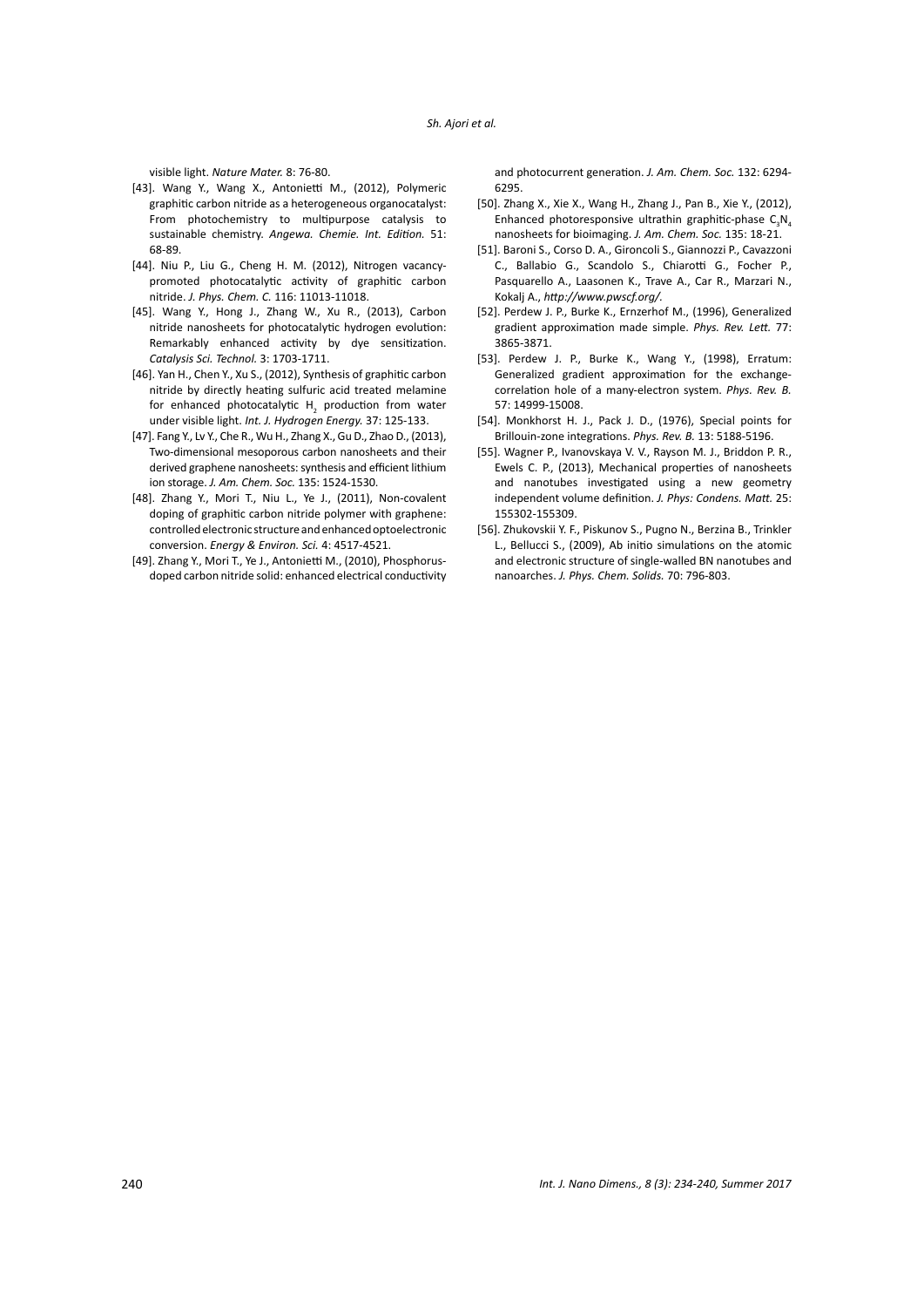visible light. *Nature Mater.* 8: 76-80.

[43]. Wang Y., Wang X., Antonietti M., (2012), Polymeric graphitic carbon nitride as a heterogeneous organocatalyst: From photochemistry to multipurpose catalysis to sustainable chemistry. *Angewa. Chemie. Int. Edition.* 51: 68-89.

[44]. Niu P., Liu G., Cheng H. M. (2012), Nitrogen vacancy-promoted photocatalytic activity of graphitic carbon nitride. *J. Phys. Chem. C.* 116: 11013-11018.

[45]. Wang Y., Hong J., Zhang W., Xu R., (2013), Carbon nitride nanosheets for photocatalytic hydrogen evolution: Remarkably enhanced activity by dye sensitization. *Catalysis Sci. Technol.* 3: 1703-1711.

[46]. Yan H., Chen Y., Xu S., (2012), Synthesis of graphitic carbon nitride by directly heating sulfuric acid treated melamine for enhanced photocatalytic $H_2$ production from water under visible light. *Int. J. Hydrogen Energy.* 37: 125-133.

[47]. Fang Y., Lv Y., Che R., Wu H., Zhang X., Gu D., Zhao D., (2013), Two-dimensional mesoporous carbon nanosheets and their derived graphene nanosheets: synthesis and efficient lithium ion storage. *J. Am. Chem. Soc.* 135: 1524-1530.

[48]. Zhang Y., Mori T., Niu L., Ye J., (2011), Non-covalent doping of graphitic carbon nitride polymer with graphene: controlled electronic structure and enhanced optoelectronic conversion. *Energy & Environ. Sci.* 4: 4517-4521.

[49]. Zhang Y., Mori T., Ye J., Antonietti M., (2010), Phosphorus-doped carbon nitride solid: enhanced electrical conductivity and photocurrent generation. *J. Am. Chem. Soc.* 132: 6294-6295.

[50]. Zhang X., Xie X., Wang H., Zhang J., Pan B., Xie Y., (2012), Enhanced photoresponsive ultrathin graphitic-phase $C_3N_4$ nanosheets for bioimaging. *J. Am. Chem. Soc.* 135: 18-21.

[51]. Baroni S., Corso D. A., Gironcoli S., Giannozzi P., Cavazzoni C., Ballabio G., Scandolo S., Chiarotti G., Focher P., Pasquarello A., Laasonen K., Trave A., Car R., Marzari N., Kokalj A., *http://www.pwscf.org/.*

[52]. Perdew J. P., Burke K., Ernzerhof M., (1996), Generalized gradient approximation made simple. *Phys. Rev. Lett.* 77: 3865-3871.

[53]. Perdew J. P., Burke K., Wang Y., (1998), Erratum: Generalized gradient approximation for the exchange-correlation hole of a many-electron system. *Phys. Rev. B.* 57: 14999-15008.

[54]. Monkhorst H. J., Pack J. D., (1976), Special points for Brillouin-zone integrations. *Phys. Rev. B.* 13: 5188-5196.

[55]. Wagner P., Ivanovskaya V. V., Rayson M. J., Briddon P. R., Ewels C. P., (2013), Mechanical properties of nanosheets and nanotubes investigated using a new geometry independent volume definition. *J. Phys: Condens. Matt.* 25: 155302-155309.

[56]. Zhukovskii Y. F., Piskunov S., Pugno N., Berzina B., Trinkler L., Bellucci S., (2009), Ab initio simulations on the atomic and electronic structure of single-walled BN nanotubes and nanoarches. *J. Phys. Chem. Solids.* 70: 796-803.